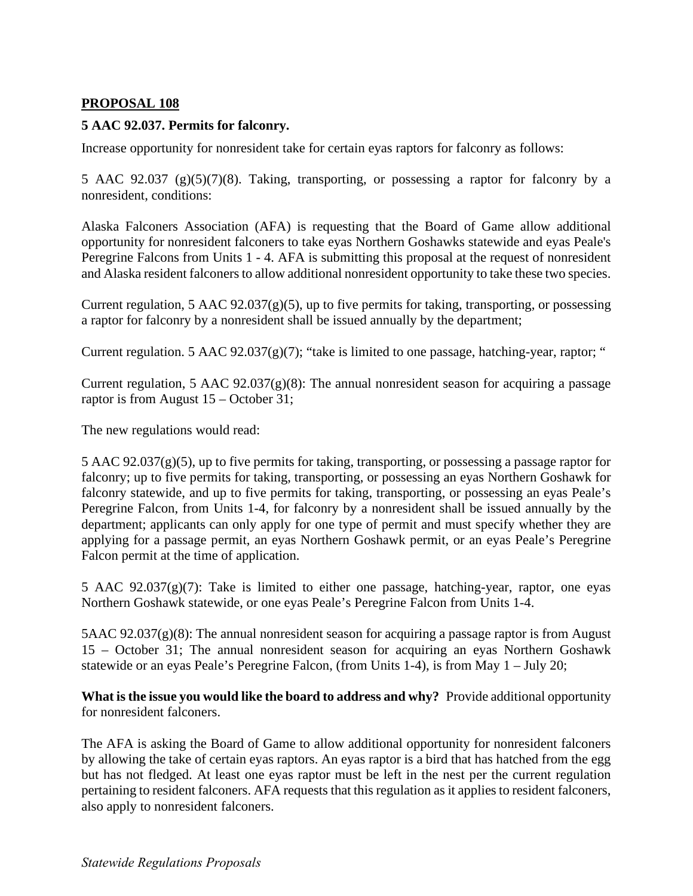**PROPOSAL 108**

**5 AAC 92.037. Permits for falconry.**

Increase opportunity for nonresident take for certain eyas raptors for falconry as follows:

5 AAC 92.037 (g)(5)(7)(8). Taking, transporting, or possessing a raptor for falconry by a nonresident, conditions:

Alaska Falconers Association (AFA) is requesting that the Board of Game allow additional opportunity for nonresident falconers to take eyas Northern Goshawks statewide and eyas Peale's Peregrine Falcons from Units 1 - 4. AFA is submitting this proposal at the request of nonresident and Alaska resident falconers to allow additional nonresident opportunity to take these two species.

Current regulation, 5 AAC 92.037(g)(5), up to five permits for taking, transporting, or possessing a raptor for falconry by a nonresident shall be issued annually by the department;

Current regulation. 5 AAC 92.037(g)(7); "take is limited to one passage, hatching-year, raptor; "

Current regulation, 5 AAC 92.037(g)(8): The annual nonresident season for acquiring a passage raptor is from August 15 – October 31;

The new regulations would read:

5 AAC 92.037(g)(5), up to five permits for taking, transporting, or possessing a passage raptor for falconry; up to five permits for taking, transporting, or possessing an eyas Northern Goshawk for falconry statewide, and up to five permits for taking, transporting, or possessing an eyas Peale's Peregrine Falcon, from Units 1-4, for falconry by a nonresident shall be issued annually by the department; applicants can only apply for one type of permit and must specify whether they are applying for a passage permit, an eyas Northern Goshawk permit, or an eyas Peale's Peregrine Falcon permit at the time of application.

5 AAC 92.037(g)(7): Take is limited to either one passage, hatching-year, raptor, one eyas Northern Goshawk statewide, or one eyas Peale's Peregrine Falcon from Units 1-4.

5AAC 92.037(g)(8): The annual nonresident season for acquiring a passage raptor is from August 15 – October 31; The annual nonresident season for acquiring an eyas Northern Goshawk statewide or an eyas Peale's Peregrine Falcon, (from Units 1-4), is from May 1 – July 20;

**What is the issue you would like the board to address and why?** Provide additional opportunity for nonresident falconers.

The AFA is asking the Board of Game to allow additional opportunity for nonresident falconers by allowing the take of certain eyas raptors. An eyas raptor is a bird that has hatched from the egg but has not fledged. At least one eyas raptor must be left in the nest per the current regulation pertaining to resident falconers. AFA requests that this regulation as it applies to resident falconers, also apply to nonresident falconers.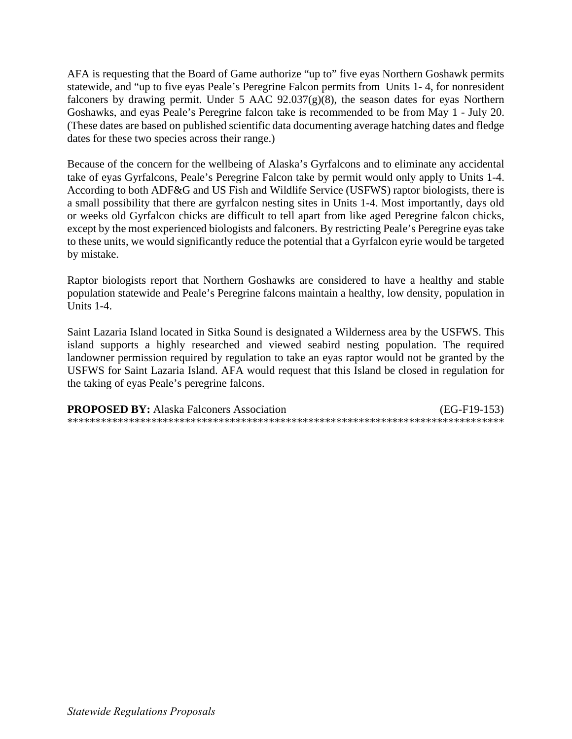AFA is requesting that the Board of Game authorize "up to" five eyas Northern Goshawk permits statewide, and "up to five eyas Peale's Peregrine Falcon permits from Units 1- 4, for nonresident falconers by drawing permit. Under 5 AAC 92.037(g)(8), the season dates for eyas Northern Goshawks, and eyas Peale's Peregrine falcon take is recommended to be from May 1 - July 20. (These dates are based on published scientific data documenting average hatching dates and fledge dates for these two species across their range.)

Because of the concern for the wellbeing of Alaska's Gyrfalcons and to eliminate any accidental take of eyas Gyrfalcons, Peale's Peregrine Falcon take by permit would only apply to Units 1-4. According to both ADF&G and US Fish and Wildlife Service (USFWS) raptor biologists, there is a small possibility that there are gyrfalcon nesting sites in Units 1-4. Most importantly, days old or weeks old Gyrfalcon chicks are difficult to tell apart from like aged Peregrine falcon chicks, except by the most experienced biologists and falconers. By restricting Peale's Peregrine eyas take to these units, we would significantly reduce the potential that a Gyrfalcon eyrie would be targeted by mistake.

Raptor biologists report that Northern Goshawks are considered to have a healthy and stable population statewide and Peale's Peregrine falcons maintain a healthy, low density, population in Units 1-4.

Saint Lazaria Island located in Sitka Sound is designated a Wilderness area by the USFWS. This island supports a highly researched and viewed seabird nesting population. The required landowner permission required by regulation to take an eyas raptor would not be granted by the USFWS for Saint Lazaria Island. AFA would request that this Island be closed in regulation for the taking of eyas Peale's peregrine falcons.

**PROPOSED BY:** Alaska Falconers Association (EG-F19-153)

******************************************************************************